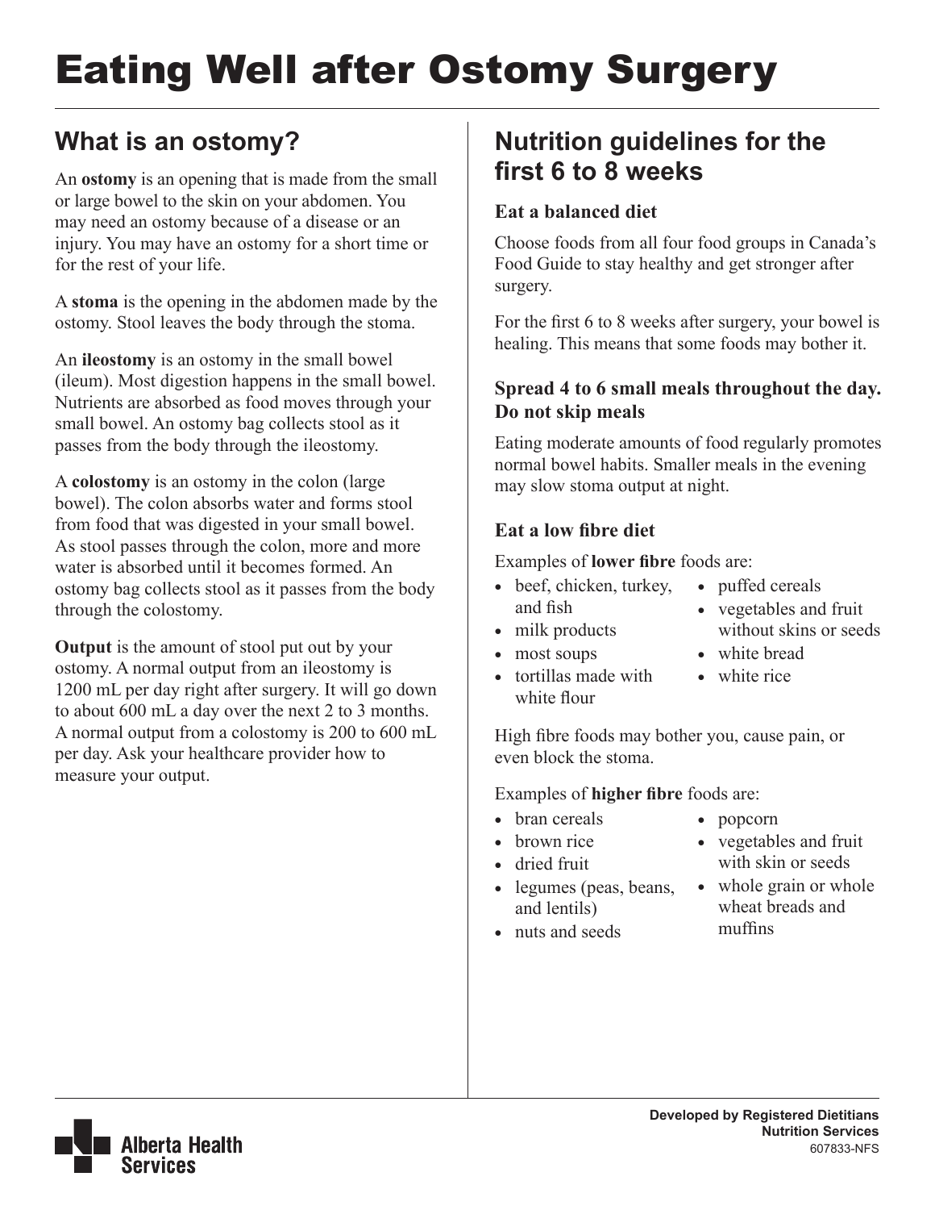# Eating Well after Ostomy Surgery

## What is an ostomy?

An **ostomy** is an opening that is made from the small or large bowel to the skin on your abdomen. You may need an ostomy because of a disease or an injury. You may have an ostomy for a short time or for the rest of your life.

A **stoma** is the opening in the abdomen made by the ostomy. Stool leaves the body through the stoma.

An **ileostomy** is an ostomy in the small bowel (ileum). Most digestion happens in the small bowel. Nutrients are absorbed as food moves through your small bowel. An ostomy bag collects stool as it passes from the body through the ileostomy.

A **colostomy** is an ostomy in the colon (large bowel). The colon absorbs water and forms stool from food that was digested in your small bowel. As stool passes through the colon, more and more water is absorbed until it becomes formed. An ostomy bag collects stool as it passes from the body through the colostomy.

**Output** is the amount of stool put out by your ostomy. A normal output from an ileostomy is 1200 mL per day right after surgery. It will go down to about 600 mL a day over the next 2 to 3 months. A normal output from a colostomy is 200 to 600 mL per day. Ask your healthcare provider how to measure your output.

## Nutrition guidelines for the first 6 to 8 weeks

### Eat a balanced diet

Choose foods from all four food groups in Canada's Food Guide to stay healthy and get stronger after surgery.

For the first 6 to 8 weeks after surgery, your bowel is healing. This means that some foods may bother it.

### Spread 4 to 6 small meals throughout the day. Do not skip meals

Eating moderate amounts of food regularly promotes normal bowel habits. Smaller meals in the evening may slow stoma output at night.

### Eat a low fibre diet

Examples of **lower fibre** foods are:

- beef, chicken, turkey, and fish
- milk products
- most soups
- tortillas made with white flour
- puffed cereals
- vegetables and fruit without skins or seeds
- white bread
- white rice

High fibre foods may bother you, cause pain, or even block the stoma.

Examples of **higher fibre** foods are:

- bran cereals
- brown rice
- dried fruit
- legumes (peas, beans, and lentils)
- nuts and seeds
- popcorn
- vegetables and fruit with skin or seeds
- whole grain or whole wheat breads and muffins

**Developed by Registered Dietitians**
**Nutrition Services**
607833-NFS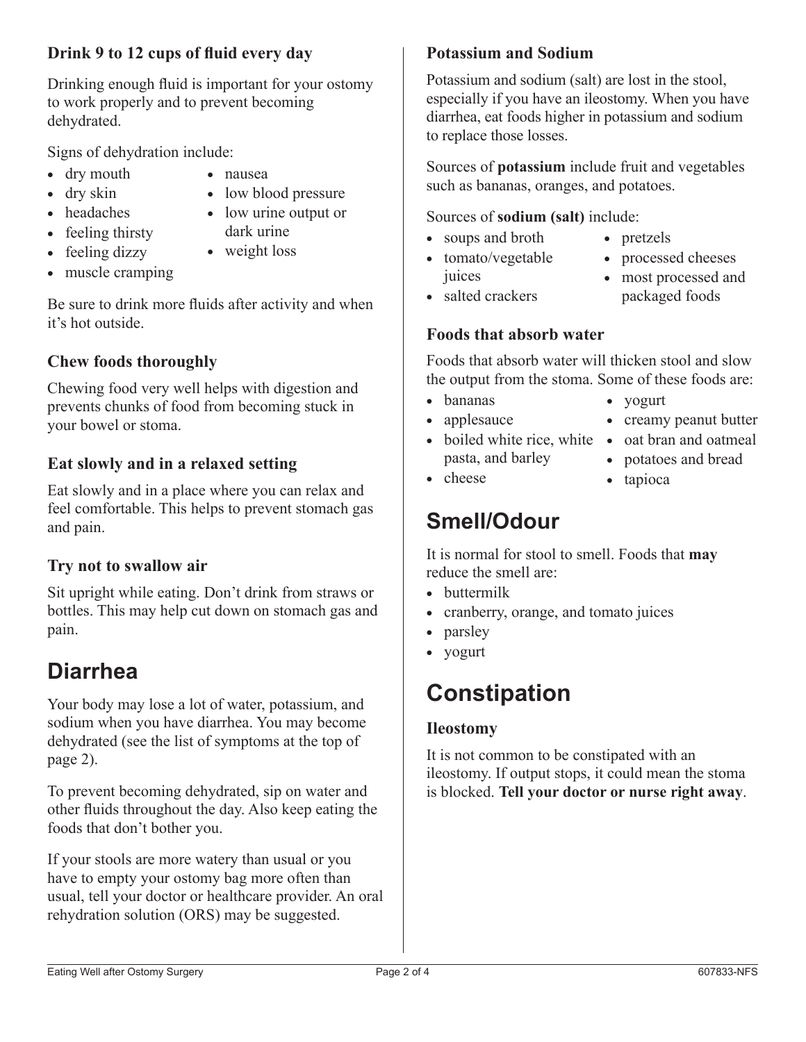### Drink 9 to 12 cups of fluid every day

Drinking enough fluid is important for your ostomy to work properly and to prevent becoming dehydrated.

Signs of dehydration include:

- dry mouth
- dry skin
- headaches
- feeling thirsty
- feeling dizzy
- muscle cramping
- nausea
- low blood pressure
- low urine output or dark urine
- weight loss

Be sure to drink more fluids after activity and when it's hot outside.

### Chew foods thoroughly

Chewing food very well helps with digestion and prevents chunks of food from becoming stuck in your bowel or stoma.

### Eat slowly and in a relaxed setting

Eat slowly and in a place where you can relax and feel comfortable. This helps to prevent stomach gas and pain.

### Try not to swallow air

Sit upright while eating. Don't drink from straws or bottles. This may help cut down on stomach gas and pain.

## Diarrhea

Your body may lose a lot of water, potassium, and sodium when you have diarrhea. You may become dehydrated (see the list of symptoms at the top of page 2).

To prevent becoming dehydrated, sip on water and other fluids throughout the day. Also keep eating the foods that don't bother you.

If your stools are more watery than usual or you have to empty your ostomy bag more often than usual, tell your doctor or healthcare provider. An oral rehydration solution (ORS) may be suggested.

### Potassium and Sodium

Potassium and sodium (salt) are lost in the stool, especially if you have an ileostomy. When you have diarrhea, eat foods higher in potassium and sodium to replace those losses.

Sources of **potassium** include fruit and vegetables such as bananas, oranges, and potatoes.

Sources of **sodium (salt)** include:

- soups and broth
- tomato/vegetable juices
- salted crackers
- pretzels
- processed cheeses
- most processed and packaged foods

### Foods that absorb water

Foods that absorb water will thicken stool and slow the output from the stoma. Some of these foods are:

- bananas
- applesauce
- boiled white rice, white pasta, and barley
- cheese
- yogurt
- creamy peanut butter
- oat bran and oatmeal
- potatoes and bread
- tapioca

## Smell/Odour

It is normal for stool to smell. Foods that **may** reduce the smell are:

- buttermilk
- cranberry, orange, and tomato juices
- parsley
- yogurt

## Constipation

### Ileostomy

It is not common to be constipated with an ileostomy. If output stops, it could mean the stoma is blocked. **Tell your doctor or nurse right away**.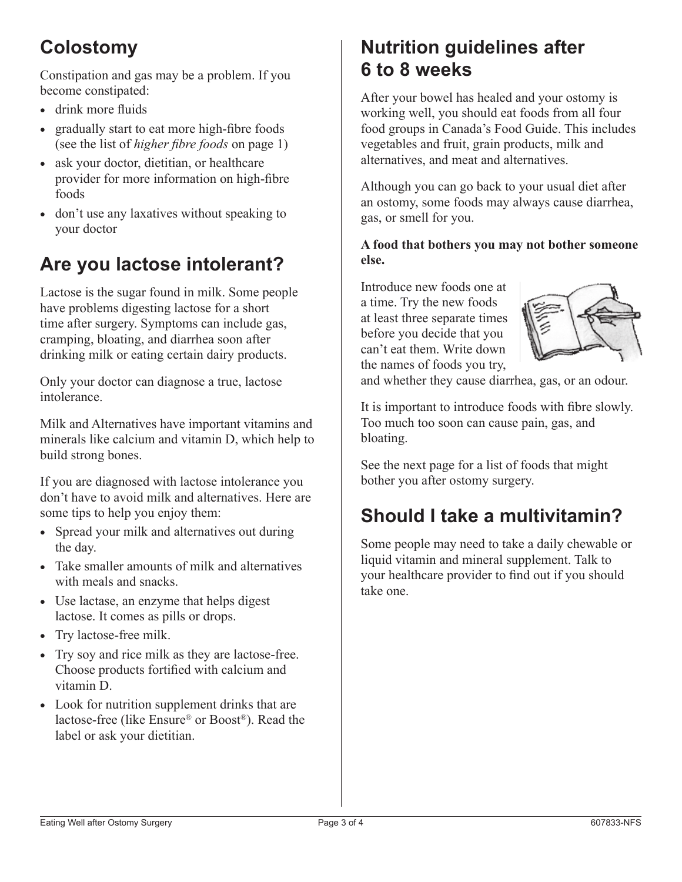## Colostomy

Constipation and gas may be a problem. If you become constipated:

- drink more fluids
- gradually start to eat more high-fibre foods (see the list of *higher fibre foods* on page 1)
- ask your doctor, dietitian, or healthcare provider for more information on high-fibre foods
- don't use any laxatives without speaking to your doctor

## Are you lactose intolerant?

Lactose is the sugar found in milk. Some people have problems digesting lactose for a short time after surgery. Symptoms can include gas, cramping, bloating, and diarrhea soon after drinking milk or eating certain dairy products.

Only your doctor can diagnose a true, lactose intolerance.

Milk and Alternatives have important vitamins and minerals like calcium and vitamin D, which help to build strong bones.

If you are diagnosed with lactose intolerance you don't have to avoid milk and alternatives. Here are some tips to help you enjoy them:

- Spread your milk and alternatives out during the day.
- Take smaller amounts of milk and alternatives with meals and snacks.
- Use lactase, an enzyme that helps digest lactose. It comes as pills or drops.
- Try lactose-free milk.
- Try soy and rice milk as they are lactose-free. Choose products fortified with calcium and vitamin D.
- Look for nutrition supplement drinks that are lactose-free (like Ensure® or Boost®). Read the label or ask your dietitian.

## Nutrition guidelines after 6 to 8 weeks

After your bowel has healed and your ostomy is working well, you should eat foods from all four food groups in Canada's Food Guide. This includes vegetables and fruit, grain products, milk and alternatives, and meat and alternatives.

Although you can go back to your usual diet after an ostomy, some foods may always cause diarrhea, gas, or smell for you.

**A food that bothers you may not bother someone else.**

Introduce new foods one at a time. Try the new foods at least three separate times before you decide that you can't eat them. Write down the names of foods you try, and whether they cause diarrhea, gas, or an odour.

It is important to introduce foods with fibre slowly. Too much too soon can cause pain, gas, and bloating.

See the next page for a list of foods that might bother you after ostomy surgery.

## Should I take a multivitamin?

Some people may need to take a daily chewable or liquid vitamin and mineral supplement. Talk to your healthcare provider to find out if you should take one.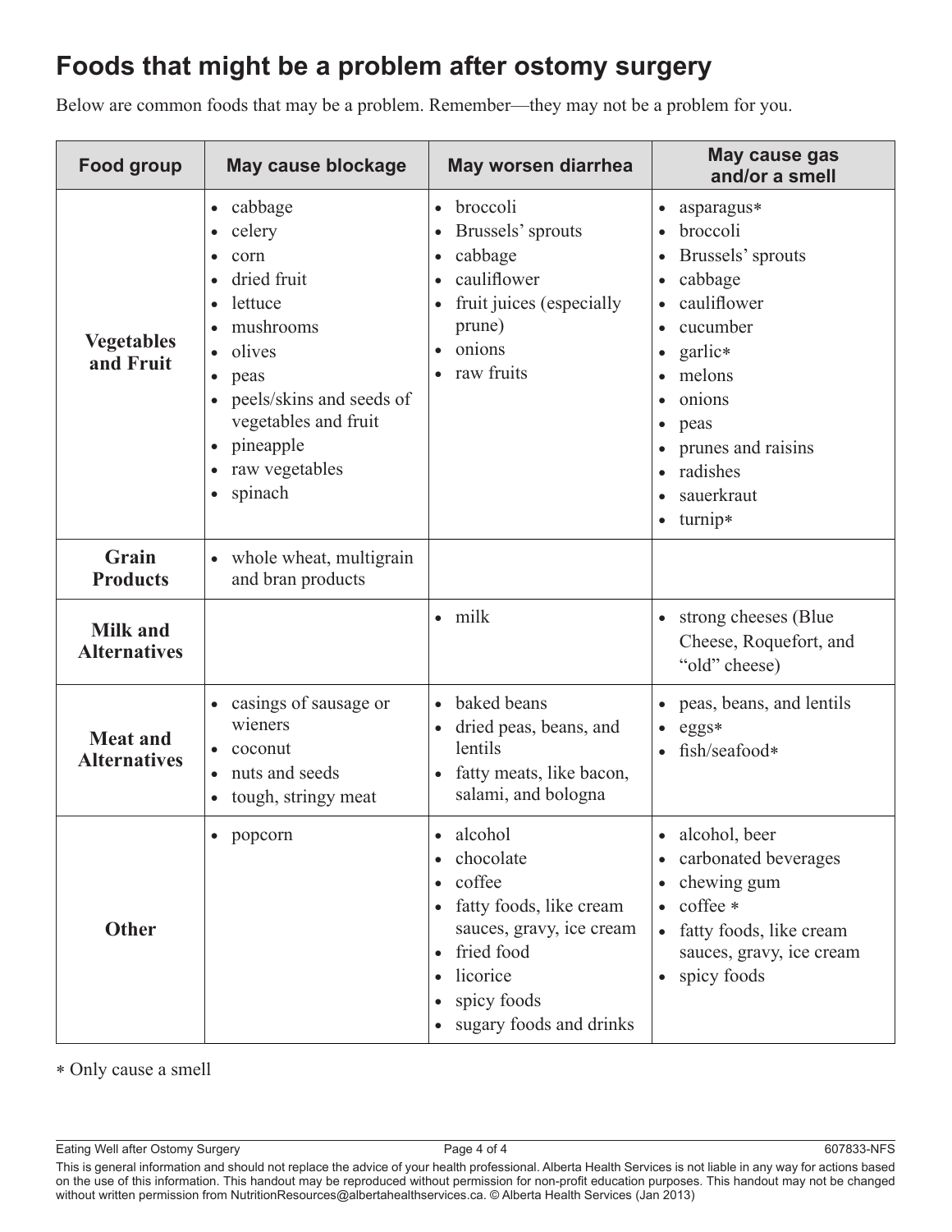## Foods that might be a problem after ostomy surgery

Below are common foods that may be a problem. Remember—they may not be a problem for you.

| Food group | May cause blockage | May worsen diarrhea | May cause gas and/or a smell |
|---|---|---|---|
| **Vegetables and Fruit** | • cabbage<br>• celery<br>• corn<br>• dried fruit<br>• lettuce<br>• mushrooms<br>• olives<br>• peas<br>• peels/skins and seeds of vegetables and fruit<br>• pineapple<br>• raw vegetables<br>• spinach | • broccoli<br>• Brussels' sprouts<br>• cabbage<br>• cauliflower<br>• fruit juices (especially prune)<br>• onions<br>• raw fruits | • asparagus*<br>• broccoli<br>• Brussels' sprouts<br>• cabbage<br>• cauliflower<br>• cucumber<br>• garlic*<br>• melons<br>• onions<br>• peas<br>• prunes and raisins<br>• radishes<br>• sauerkraut<br>• turnip* |
| **Grain Products** | • whole wheat, multigrain and bran products | | |
| **Milk and Alternatives** | | • milk | • strong cheeses (Blue Cheese, Roquefort, and "old" cheese) |
| **Meat and Alternatives** | • casings of sausage or wieners<br>• coconut<br>• nuts and seeds<br>• tough, stringy meat | • baked beans<br>• dried peas, beans, and lentils<br>• fatty meats, like bacon, salami, and bologna | • peas, beans, and lentils<br>• eggs*<br>• fish/seafood* |
| **Other** | • popcorn | • alcohol<br>• chocolate<br>• coffee<br>• fatty foods, like cream sauces, gravy, ice cream<br>• fried food<br>• licorice<br>• spicy foods<br>• sugary foods and drinks | • alcohol, beer<br>• carbonated beverages<br>• chewing gum<br>• coffee *<br>• fatty foods, like cream sauces, gravy, ice cream<br>• spicy foods |

* Only cause a smell

This is general information and should not replace the advice of your health professional. Alberta Health Services is not liable in any way for actions based on the use of this information. This handout may be reproduced without permission for non-profit education purposes. This handout may not be changed without written permission from NutritionResources@albertahealthservices.ca. © Alberta Health Services (Jan 2013)